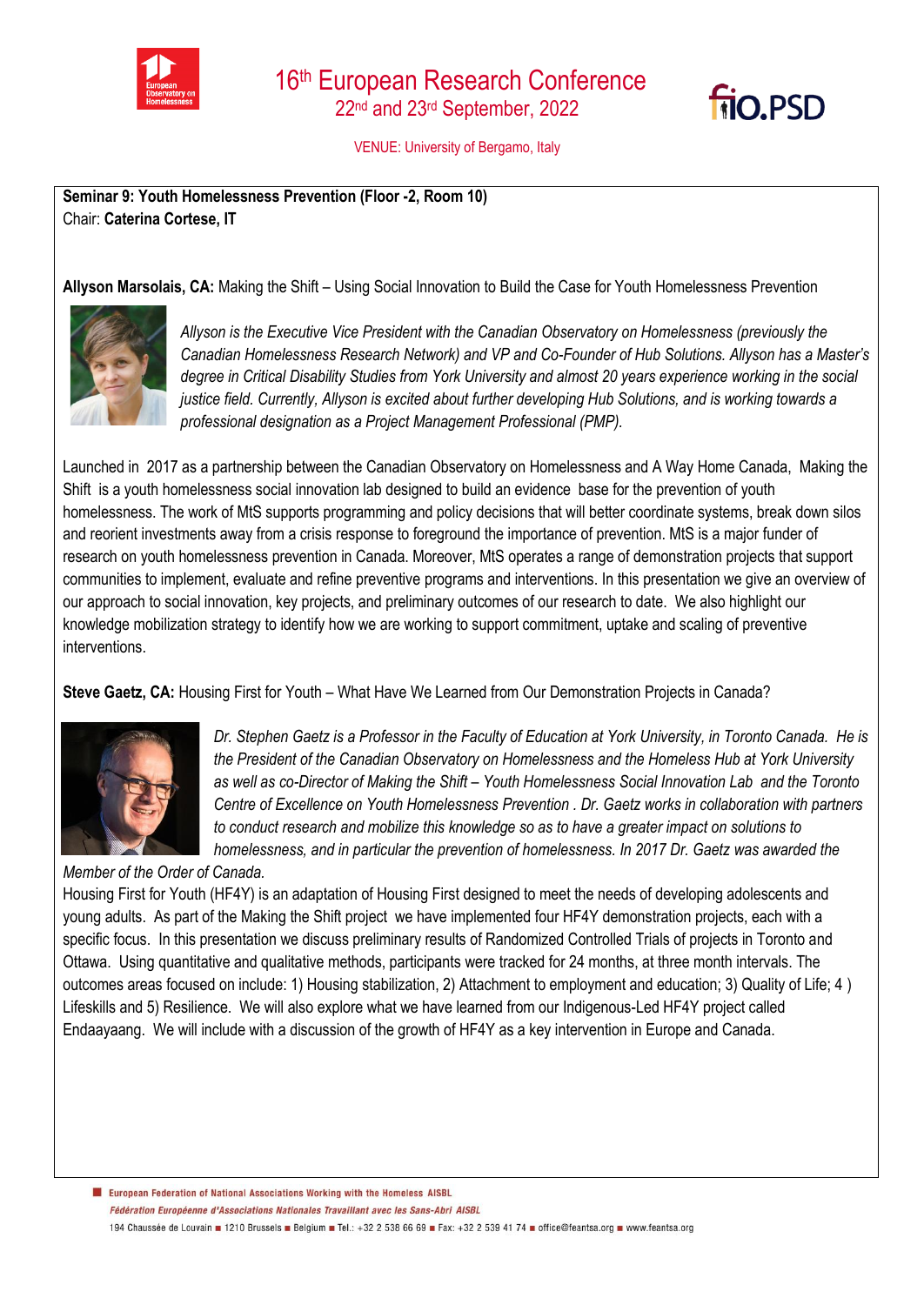# 16th European Research Conference

## 22nd and 23rd September, 2022

VENUE: University of Bergamo, Italy

**Seminar 9: Youth Homelessness Prevention (Floor -2, Room 10)**
Chair: **Caterina Cortese, IT**

**Allyson Marsolais, CA:** Making the Shift – Using Social Innovation to Build the Case for Youth Homelessness Prevention

*Allyson is the Executive Vice President with the Canadian Observatory on Homelessness (previously the Canadian Homelessness Research Network) and VP and Co-Founder of Hub Solutions. Allyson has a Master's degree in Critical Disability Studies from York University and almost 20 years experience working in the social justice field. Currently, Allyson is excited about further developing Hub Solutions, and is working towards a professional designation as a Project Management Professional (PMP).*

Launched in 2017 as a partnership between the Canadian Observatory on Homelessness and A Way Home Canada, Making the Shift is a youth homelessness social innovation lab designed to build an evidence base for the prevention of youth homelessness. The work of MtS supports programming and policy decisions that will better coordinate systems, break down silos and reorient investments away from a crisis response to foreground the importance of prevention. MtS is a major funder of research on youth homelessness prevention in Canada. Moreover, MtS operates a range of demonstration projects that support communities to implement, evaluate and refine preventive programs and interventions. In this presentation we give an overview of our approach to social innovation, key projects, and preliminary outcomes of our research to date. We also highlight our knowledge mobilization strategy to identify how we are working to support commitment, uptake and scaling of preventive interventions.

**Steve Gaetz, CA:** Housing First for Youth – What Have We Learned from Our Demonstration Projects in Canada?

*Dr. Stephen Gaetz is a Professor in the Faculty of Education at York University, in Toronto Canada. He is the President of the Canadian Observatory on Homelessness and the Homeless Hub at York University as well as co-Director of Making the Shift – Youth Homelessness Social Innovation Lab and the Toronto Centre of Excellence on Youth Homelessness Prevention . Dr. Gaetz works in collaboration with partners to conduct research and mobilize this knowledge so as to have a greater impact on solutions to homelessness, and in particular the prevention of homelessness. In 2017 Dr. Gaetz was awarded the Member of the Order of Canada.*

Housing First for Youth (HF4Y) is an adaptation of Housing First designed to meet the needs of developing adolescents and young adults. As part of the Making the Shift project we have implemented four HF4Y demonstration projects, each with a specific focus. In this presentation we discuss preliminary results of Randomized Controlled Trials of projects in Toronto and Ottawa. Using quantitative and qualitative methods, participants were tracked for 24 months, at three month intervals. The outcomes areas focused on include: 1) Housing stabilization, 2) Attachment to employment and education; 3) Quality of Life; 4 ) Lifeskills and 5) Resilience. We will also explore what we have learned from our Indigenous-Led HF4Y project called Endaayaang. We will include with a discussion of the growth of HF4Y as a key intervention in Europe and Canada.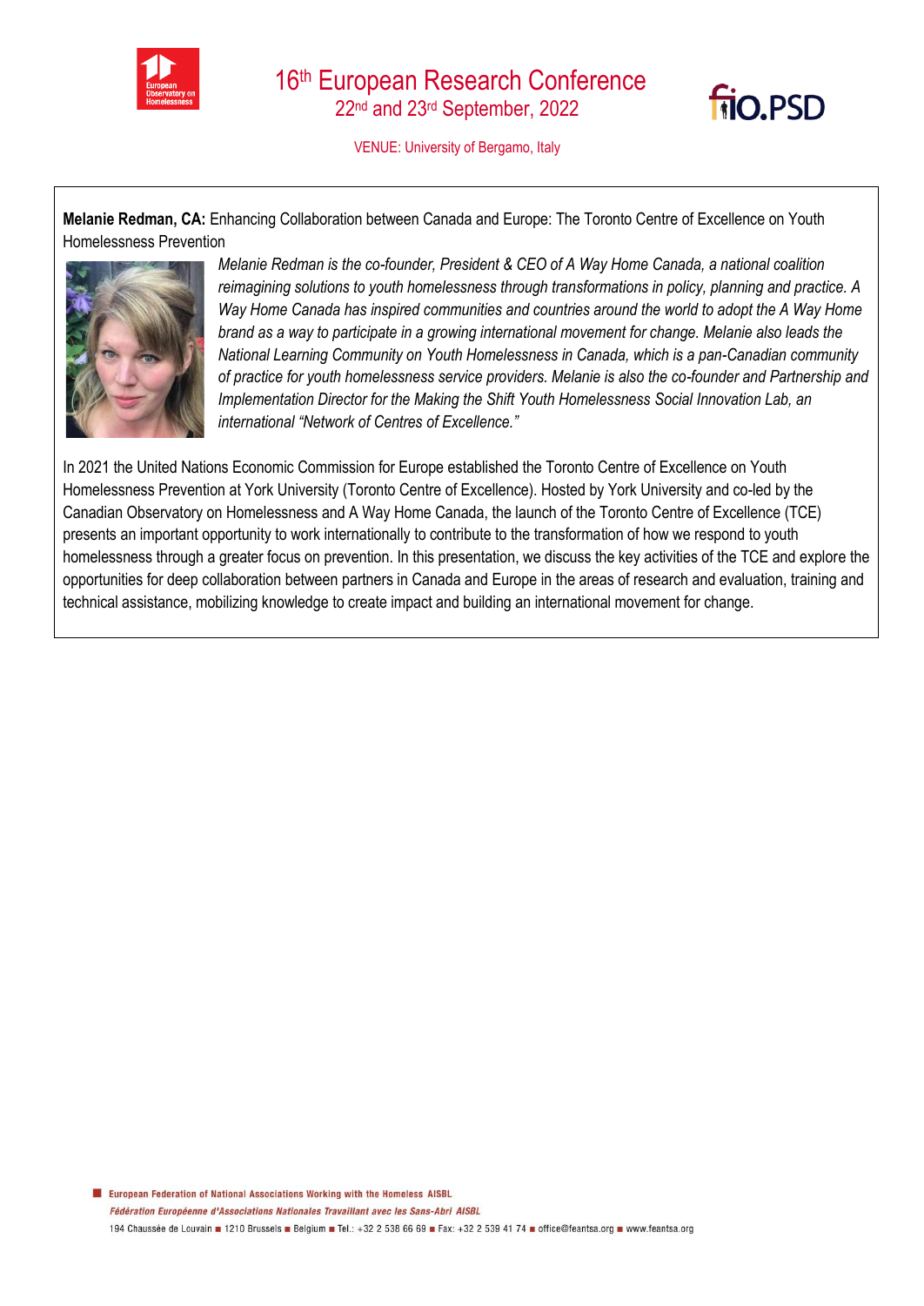**Melanie Redman, CA:** Enhancing Collaboration between Canada and Europe: The Toronto Centre of Excellence on Youth Homelessness Prevention

*Melanie Redman is the co-founder, President & CEO of A Way Home Canada, a national coalition reimagining solutions to youth homelessness through transformations in policy, planning and practice. A Way Home Canada has inspired communities and countries around the world to adopt the A Way Home brand as a way to participate in a growing international movement for change. Melanie also leads the National Learning Community on Youth Homelessness in Canada, which is a pan-Canadian community of practice for youth homelessness service providers. Melanie is also the co-founder and Partnership and Implementation Director for the Making the Shift Youth Homelessness Social Innovation Lab, an international "Network of Centres of Excellence."*

In 2021 the United Nations Economic Commission for Europe established the Toronto Centre of Excellence on Youth Homelessness Prevention at York University (Toronto Centre of Excellence). Hosted by York University and co-led by the Canadian Observatory on Homelessness and A Way Home Canada, the launch of the Toronto Centre of Excellence (TCE) presents an important opportunity to work internationally to contribute to the transformation of how we respond to youth homelessness through a greater focus on prevention. In this presentation, we discuss the key activities of the TCE and explore the opportunities for deep collaboration between partners in Canada and Europe in the areas of research and evaluation, training and technical assistance, mobilizing knowledge to create impact and building an international movement for change.